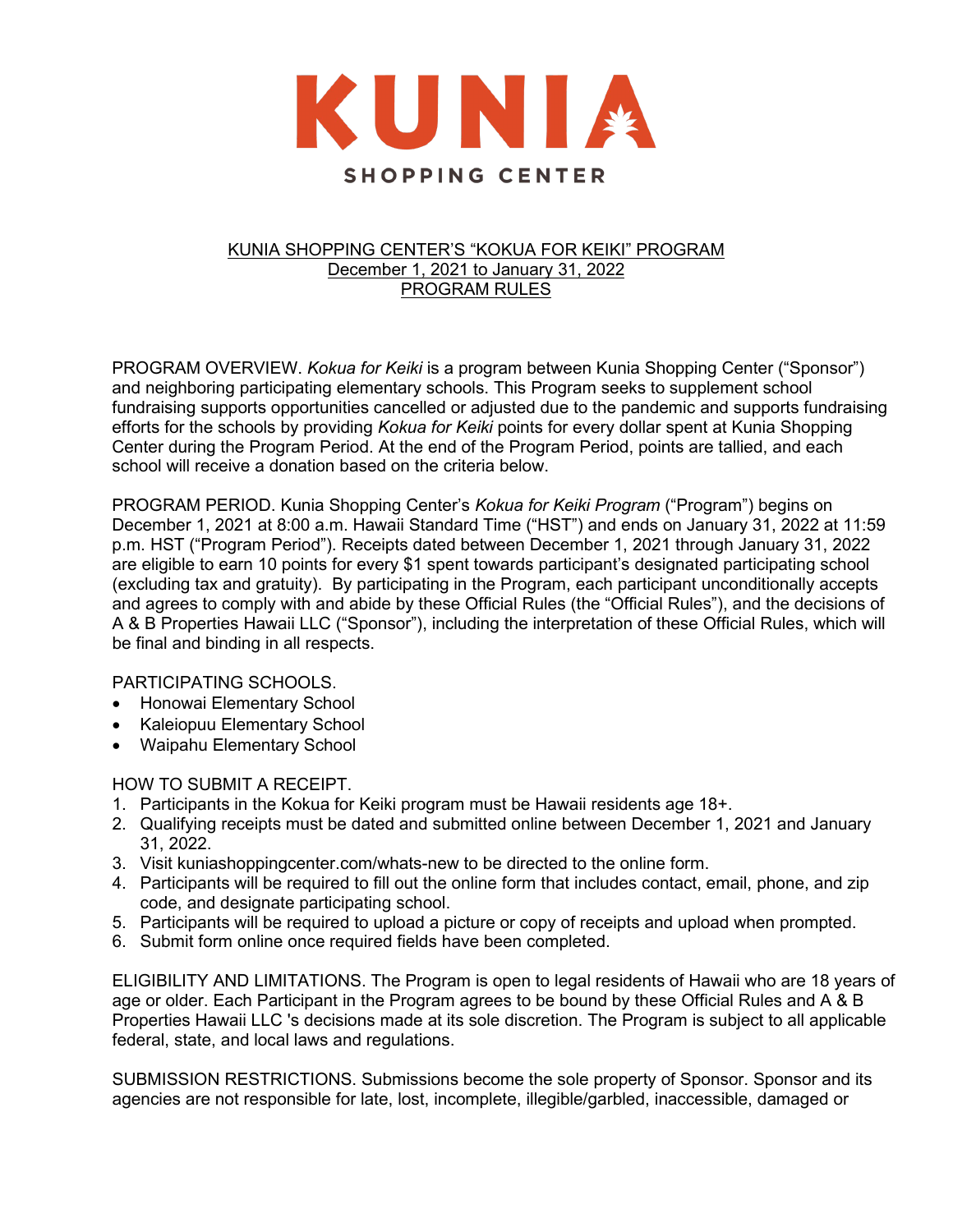# KUNIA

## SHOPPING CENTER

KUNIA SHOPPING CENTER'S "KOKUA FOR KEIKI" PROGRAM
December 1, 2021 to January 31, 2022
PROGRAM RULES

PROGRAM OVERVIEW. *Kokua for Keiki* is a program between Kunia Shopping Center ("Sponsor") and neighboring participating elementary schools. This Program seeks to supplement school fundraising supports opportunities cancelled or adjusted due to the pandemic and supports fundraising efforts for the schools by providing *Kokua for Keiki* points for every dollar spent at Kunia Shopping Center during the Program Period. At the end of the Program Period, points are tallied, and each school will receive a donation based on the criteria below.

PROGRAM PERIOD. Kunia Shopping Center's *Kokua for Keiki Program* ("Program") begins on December 1, 2021 at 8:00 a.m. Hawaii Standard Time ("HST") and ends on January 31, 2022 at 11:59 p.m. HST ("Program Period"). Receipts dated between December 1, 2021 through January 31, 2022 are eligible to earn 10 points for every $1 spent towards participant's designated participating school (excluding tax and gratuity). By participating in the Program, each participant unconditionally accepts and agrees to comply with and abide by these Official Rules (the "Official Rules"), and the decisions of A & B Properties Hawaii LLC ("Sponsor"), including the interpretation of these Official Rules, which will be final and binding in all respects.

PARTICIPATING SCHOOLS.

- Honowai Elementary School
- Kaleiopuu Elementary School
- Waipahu Elementary School

HOW TO SUBMIT A RECEIPT.

1. Participants in the Kokua for Keiki program must be Hawaii residents age 18+.
2. Qualifying receipts must be dated and submitted online between December 1, 2021 and January 31, 2022.
3. Visit kuniashoppingcenter.com/whats-new to be directed to the online form.
4. Participants will be required to fill out the online form that includes contact, email, phone, and zip code, and designate participating school.
5. Participants will be required to upload a picture or copy of receipts and upload when prompted.
6. Submit form online once required fields have been completed.

ELIGIBILITY AND LIMITATIONS. The Program is open to legal residents of Hawaii who are 18 years of age or older. Each Participant in the Program agrees to be bound by these Official Rules and A & B Properties Hawaii LLC 's decisions made at its sole discretion. The Program is subject to all applicable federal, state, and local laws and regulations.

SUBMISSION RESTRICTIONS. Submissions become the sole property of Sponsor. Sponsor and its agencies are not responsible for late, lost, incomplete, illegible/garbled, inaccessible, damaged or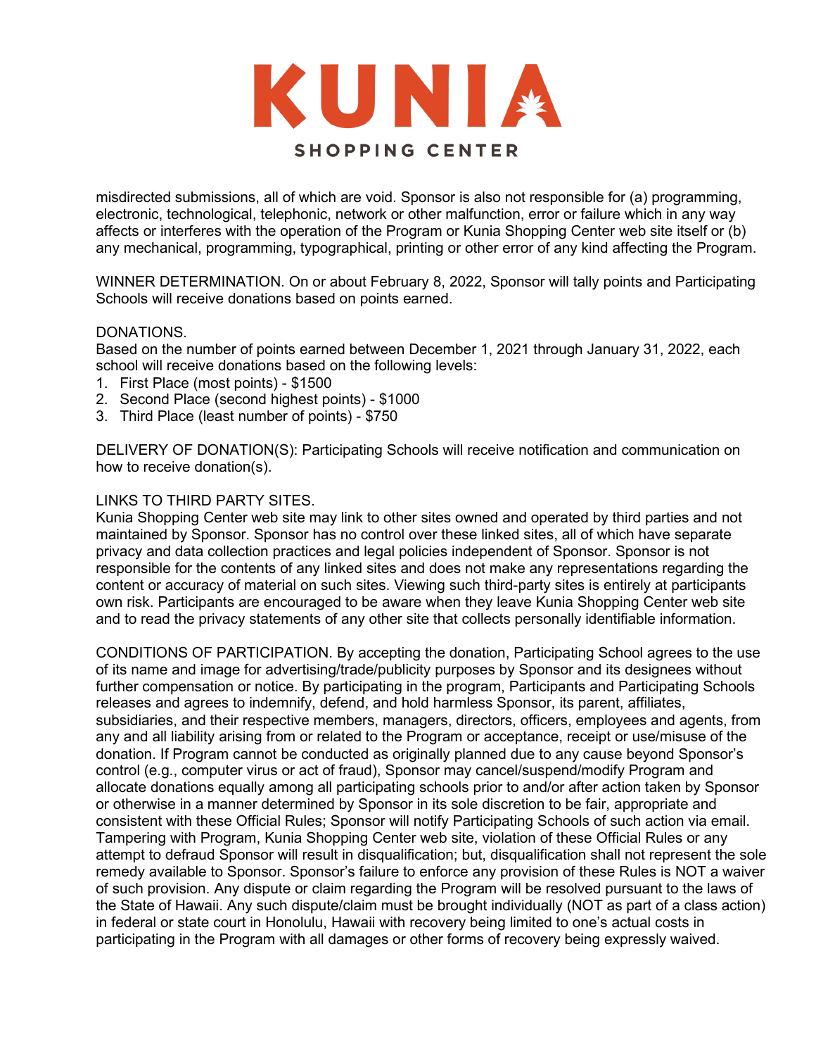misdirected submissions, all of which are void. Sponsor is also not responsible for (a) programming, electronic, technological, telephonic, network or other malfunction, error or failure which in any way affects or interferes with the operation of the Program or Kunia Shopping Center web site itself or (b) any mechanical, programming, typographical, printing or other error of any kind affecting the Program.

WINNER DETERMINATION. On or about February 8, 2022, Sponsor will tally points and Participating Schools will receive donations based on points earned.

DONATIONS.
Based on the number of points earned between December 1, 2021 through January 31, 2022, each school will receive donations based on the following levels:

1. First Place (most points) - $1500
2. Second Place (second highest points) - $1000
3. Third Place (least number of points) - $750

DELIVERY OF DONATION(S): Participating Schools will receive notification and communication on how to receive donation(s).

LINKS TO THIRD PARTY SITES.
Kunia Shopping Center web site may link to other sites owned and operated by third parties and not maintained by Sponsor. Sponsor has no control over these linked sites, all of which have separate privacy and data collection practices and legal policies independent of Sponsor. Sponsor is not responsible for the contents of any linked sites and does not make any representations regarding the content or accuracy of material on such sites. Viewing such third-party sites is entirely at participants own risk. Participants are encouraged to be aware when they leave Kunia Shopping Center web site and to read the privacy statements of any other site that collects personally identifiable information.

CONDITIONS OF PARTICIPATION. By accepting the donation, Participating School agrees to the use of its name and image for advertising/trade/publicity purposes by Sponsor and its designees without further compensation or notice. By participating in the program, Participants and Participating Schools releases and agrees to indemnify, defend, and hold harmless Sponsor, its parent, affiliates, subsidiaries, and their respective members, managers, directors, officers, employees and agents, from any and all liability arising from or related to the Program or acceptance, receipt or use/misuse of the donation. If Program cannot be conducted as originally planned due to any cause beyond Sponsor's control (e.g., computer virus or act of fraud), Sponsor may cancel/suspend/modify Program and allocate donations equally among all participating schools prior to and/or after action taken by Sponsor or otherwise in a manner determined by Sponsor in its sole discretion to be fair, appropriate and consistent with these Official Rules; Sponsor will notify Participating Schools of such action via email. Tampering with Program, Kunia Shopping Center web site, violation of these Official Rules or any attempt to defraud Sponsor will result in disqualification; but, disqualification shall not represent the sole remedy available to Sponsor. Sponsor's failure to enforce any provision of these Rules is NOT a waiver of such provision. Any dispute or claim regarding the Program will be resolved pursuant to the laws of the State of Hawaii. Any such dispute/claim must be brought individually (NOT as part of a class action) in federal or state court in Honolulu, Hawaii with recovery being limited to one's actual costs in participating in the Program with all damages or other forms of recovery being expressly waived.